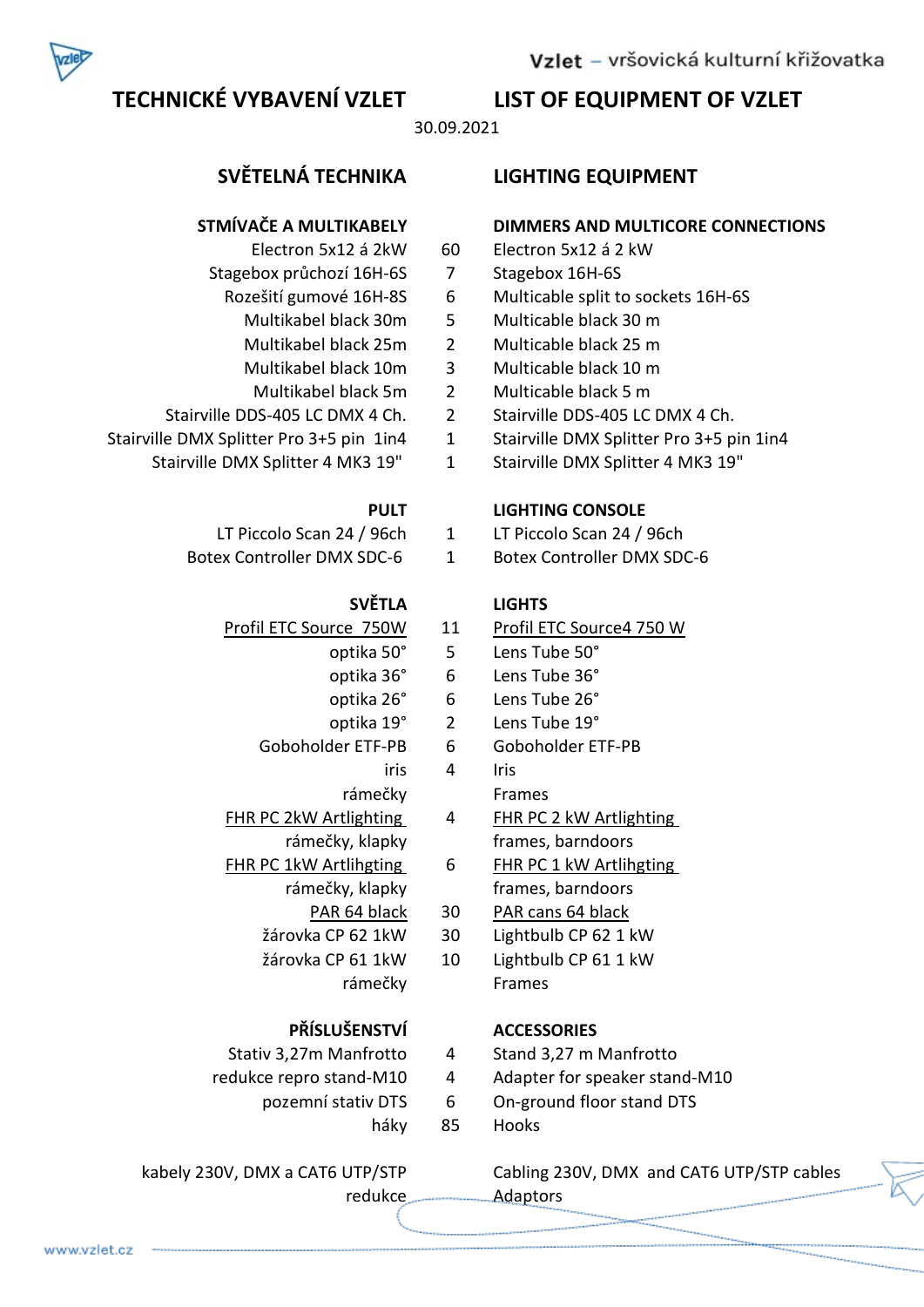Vzlet – vršovická kulturní křižovatka

# TECHNICKÉ VYBAVENÍ VZLET / LIST OF EQUIPMENT OF VZLET

30.09.2021

## SVĚTELNÁ TECHNIKA / LIGHTING EQUIPMENT

| STMÍVAČE A MULTIKABELY | | DIMMERS AND MULTICORE CONNECTIONS |
|---|---|---|
| Electron 5x12 á 2kW | 60 | Electron 5x12 á 2 kW |
| Stagebox průchozí 16H-6S | 7 | Stagebox 16H-6S |
| Rozešití gumové 16H-8S | 6 | Multicable split to sockets 16H-6S |
| Multikabel black 30m | 5 | Multicable black 30 m |
| Multikabel black 25m | 2 | Multicable black 25 m |
| Multikabel black 10m | 3 | Multicable black 10 m |
| Multikabel black 5m | 2 | Multicable black 5 m |
| Stairville DDS-405 LC DMX 4 Ch. | 2 | Stairville DDS-405 LC DMX 4 Ch. |
| Stairville DMX Splitter Pro 3+5 pin 1in4 | 1 | Stairville DMX Splitter Pro 3+5 pin 1in4 |
| Stairville DMX Splitter 4 MK3 19" | 1 | Stairville DMX Splitter 4 MK3 19" |

| PULT | | LIGHTING CONSOLE |
|---|---|---|
| LT Piccolo Scan 24 / 96ch | 1 | LT Piccolo Scan 24 / 96ch |
| Botex Controller DMX SDC-6 | 1 | Botex Controller DMX SDC-6 |

| SVĚTLA | | LIGHTS |
|---|---|---|
| Profil ETC Source 750W | 11 | Profil ETC Source4 750 W |
| optika 50° | 5 | Lens Tube 50° |
| optika 36° | 6 | Lens Tube 36° |
| optika 26° | 6 | Lens Tube 26° |
| optika 19° | 2 | Lens Tube 19° |
| Goboholder ETF-PB | 6 | Goboholder ETF-PB |
| iris | 4 | Iris |
| rámečky | | Frames |
| FHR PC 2kW Artlighting | 4 | FHR PC 2 kW Artlighting |
| rámečky, klapky | | frames, barndoors |
| FHR PC 1kW Artlihgting | 6 | FHR PC 1 kW Artlihgting |
| rámečky, klapky | | frames, barndoors |
| PAR 64 black | 30 | PAR cans 64 black |
| žárovka CP 62 1kW | 30 | Lightbulb CP 62 1 kW |
| žárovka CP 61 1kW | 10 | Lightbulb CP 61 1 kW |
| rámečky | | Frames |

| PŘÍSLUŠENSTVÍ | | ACCESSORIES |
|---|---|---|
| Stativ 3,27m Manfrotto | 4 | Stand 3,27 m Manfrotto |
| redukce repro stand-M10 | 4 | Adapter for speaker stand-M10 |
| pozemní stativ DTS | 6 | On-ground floor stand DTS |
| háky | 85 | Hooks |

| | | |
|---|---|---|
| kabely 230V, DMX a CAT6 UTP/STP | | Cabling 230V, DMX and CAT6 UTP/STP cables |
| redukce | | Adaptors |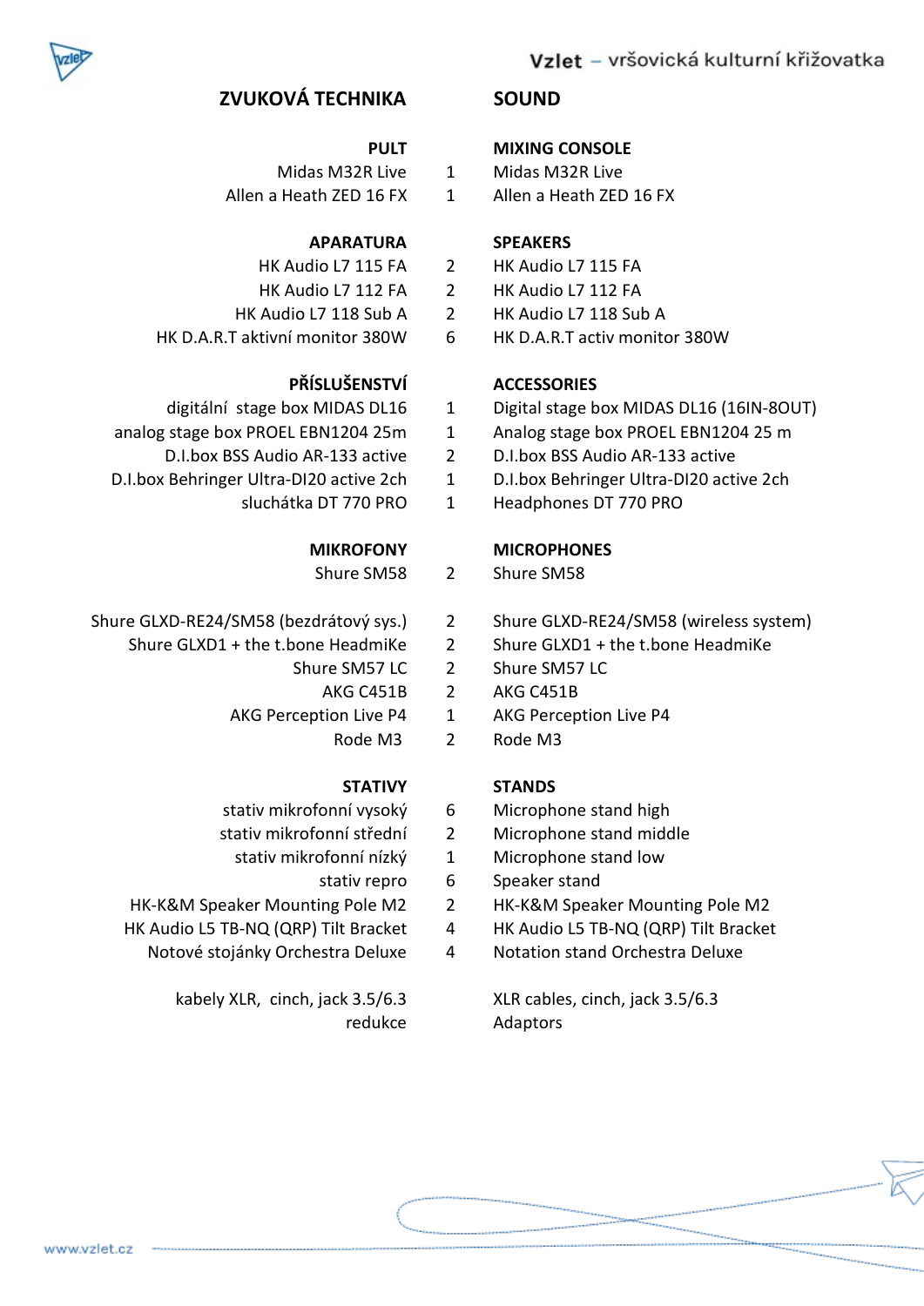## ZVUKOVÁ TECHNIKA | SOUND

| ZVUKOVÁ TECHNIKA | | SOUND |
|---|---|---|
| **PULT** | | **MIXING CONSOLE** |
| Midas M32R Live | 1 | Midas M32R Live |
| Allen a Heath ZED 16 FX | 1 | Allen a Heath ZED 16 FX |
| **APARATURA** | | **SPEAKERS** |
| HK Audio L7 115 FA | 2 | HK Audio L7 115 FA |
| HK Audio L7 112 FA | 2 | HK Audio L7 112 FA |
| HK Audio L7 118 Sub A | 2 | HK Audio L7 118 Sub A |
| HK D.A.R.T aktivní monitor 380W | 6 | HK D.A.R.T activ monitor 380W |
| **PŘÍSLUŠENSTVÍ** | | **ACCESSORIES** |
| digitální stage box MIDAS DL16 | 1 | Digital stage box MIDAS DL16 (16IN-8OUT) |
| analog stage box PROEL EBN1204 25m | 1 | Analog stage box PROEL EBN1204 25 m |
| D.I.box BSS Audio AR-133 active | 2 | D.I.box BSS Audio AR-133 active |
| D.I.box Behringer Ultra-DI20 active 2ch | 1 | D.I.box Behringer Ultra-DI20 active 2ch |
| sluchátka DT 770 PRO | 1 | Headphones DT 770 PRO |
| **MIKROFONY** | | **MICROPHONES** |
| Shure SM58 | 2 | Shure SM58 |
| Shure GLXD-RE24/SM58 (bezdrátový sys.) | 2 | Shure GLXD-RE24/SM58 (wireless system) |
| Shure GLXD1 + the t.bone HeadmiKe | 2 | Shure GLXD1 + the t.bone HeadmiKe |
| Shure SM57 LC | 2 | Shure SM57 LC |
| AKG C451B | 2 | AKG C451B |
| AKG Perception Live P4 | 1 | AKG Perception Live P4 |
| Rode M3 | 2 | Rode M3 |
| **STATIVY** | | **STANDS** |
| stativ mikrofonní vysoký | 6 | Microphone stand high |
| stativ mikrofonní střední | 2 | Microphone stand middle |
| stativ mikrofonní nízký | 1 | Microphone stand low |
| stativ repro | 6 | Speaker stand |
| HK-K&M Speaker Mounting Pole M2 | 2 | HK-K&M Speaker Mounting Pole M2 |
| HK Audio L5 TB-NQ (QRP) Tilt Bracket | 4 | HK Audio L5 TB-NQ (QRP) Tilt Bracket |
| Notové stojánky Orchestra Deluxe | 4 | Notation stand Orchestra Deluxe |
| kabely XLR, cinch, jack 3.5/6.3 | | XLR cables, cinch, jack 3.5/6.3 |
| redukce | | Adaptors |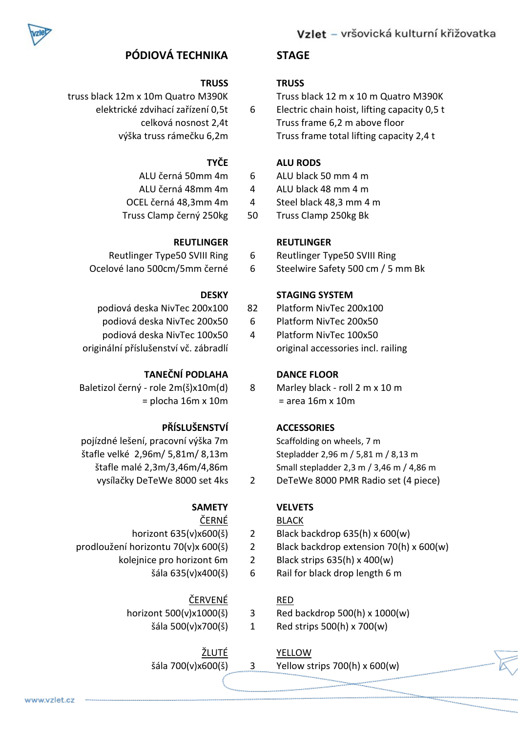## PÓDIOVÁ TECHNIKA / STAGE

| PÓDIOVÁ TECHNIKA | | STAGE |
|---|---|---|
| **TRUSS** | | **TRUSS** |
| truss black 12m x 10m Quatro M390K | | Truss black 12 m x 10 m Quatro M390K |
| elektrické zdvihací zařízení 0,5t | 6 | Electric chain hoist, lifting capacity 0,5 t |
| celková nosnost 2,4t | | Truss frame 6,2 m above floor |
| výška truss rámečku 6,2m | | Truss frame total lifting capacity 2,4 t |
| **TYČE** | | **ALU RODS** |
| ALU černá 50mm 4m | 6 | ALU black 50 mm 4 m |
| ALU černá 48mm 4m | 4 | ALU black 48 mm 4 m |
| OCEL černá 48,3mm 4m | 4 | Steel black 48,3 mm 4 m |
| Truss Clamp černý 250kg | 50 | Truss Clamp 250kg Bk |
| **REUTLINGER** | | **REUTLINGER** |
| Reutlinger Type50 SVIII Ring | 6 | Reutlinger Type50 SVIII Ring |
| Ocelové lano 500cm/5mm černé | 6 | Steelwire Safety 500 cm / 5 mm Bk |
| **DESKY** | | **STAGING SYSTEM** |
| podiová deska NivTec 200x100 | 82 | Platform NivTec 200x100 |
| podiová deska NivTec 200x50 | 6 | Platform NivTec 200x50 |
| podiová deska NivTec 100x50 | 4 | Platform NivTec 100x50 |
| originální příslušenství vč. zábradlí | | original accessories incl. railing |
| **TANEČNÍ PODLAHA** | | **DANCE FLOOR** |
| Baletizol černý - role 2m(š)x10m(d) | 8 | Marley black - roll 2 m x 10 m |
| = plocha 16m x 10m | | = area 16m x 10m |
| **PŘÍSLUŠENSTVÍ** | | **ACCESSORIES** |
| pojízdné lešení, pracovní výška 7m | | Scaffolding on wheels, 7 m |
| štafle velké 2,96m/ 5,81m/ 8,13m | | Stepladder 2,96 m / 5,81 m / 8,13 m |
| štafle malé 2,3m/3,46m/4,86m | | Small stepladder 2,3 m / 3,46 m / 4,86 m |
| vysílačky DeTeWe 8000 set 4ks | 2 | DeTeWe 8000 PMR Radio set (4 piece) |
| **SAMETY** | | **VELVETS** |
| ČERNÉ | | BLACK |
| horizont 635(v)x600(š) | 2 | Black backdrop 635(h) x 600(w) |
| prodloužení horizontu 70(v)x 600(š) | 2 | Black backdrop extension 70(h) x 600(w) |
| kolejnice pro horizont 6m | 2 | Black strips 635(h) x 400(w) |
| šála 635(v)x400(š) | 6 | Rail for black drop length 6 m |
| ČERVENÉ | | RED |
| horizont 500(v)x1000(š) | 3 | Red backdrop 500(h) x 1000(w) |
| šála 500(v)x700(š) | 1 | Red strips 500(h) x 700(w) |
| ŽLUTÉ | | YELLOW |
| šála 700(v)x600(š) | 3 | Yellow strips 700(h) x 600(w) |